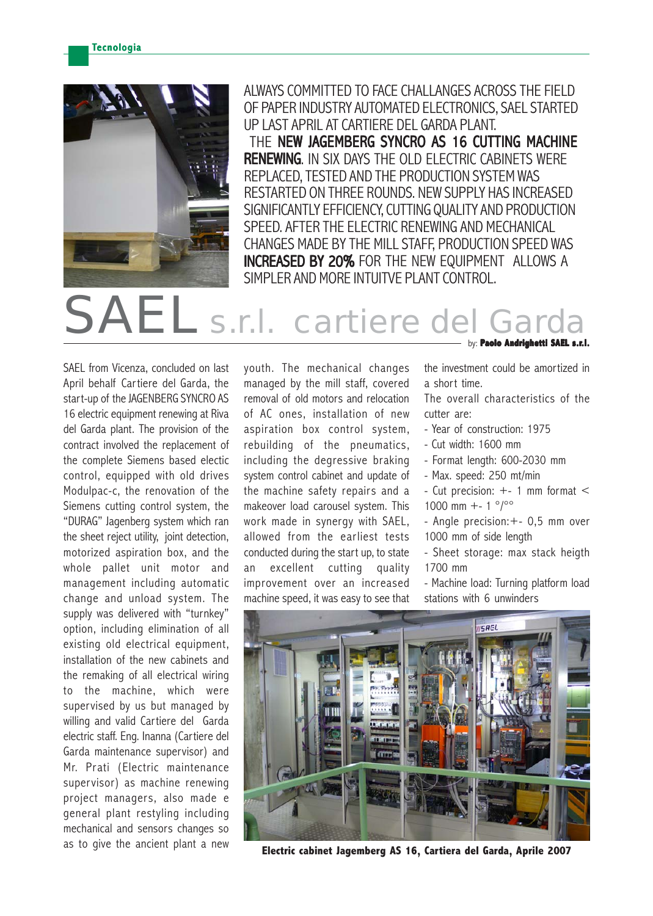ALWAYS COMMITTED TO FACE CHALLANGES ACROSS THE FIELD OF PAPER INDUSTRY AUTOMATED ELECTRONICS, SAEL STARTED UP LAST APRIL AT CARTIERE DEL GARDA PLANT.

THE **NEW JAGEMBERG SYNCRO AS 16 CUTTING MACHINE RENEWING**. IN SIX DAYS THE OLD ELECTRIC CABINETS WERE REPLACED, TESTED AND THE PRODUCTION SYSTEM WAS RESTARTED ON THREE ROUNDS. NEW SUPPLY HAS INCREASED SIGNIFICANTLY EFFICIENCY, CUTTING QUALITY AND PRODUCTION SPEED. AFTER THE ELECTRIC RENEWING AND MECHANICAL CHANGES MADE BY THE MILL STAFF, PRODUCTION SPEED WAS **INCREASED BY 20%** FOR THE NEW EQUIPMENT ALLOWS A SIMPLER AND MORE INTUITVE PLANT CONTROL.

# SAEL s.r.l. cartiere del Garda

by: **Paolo Andrighetti SAEL s.r.l.**

SAEL from Vicenza, concluded on last April behalf Cartiere del Garda, the start-up of the JAGENBERG SYNCRO AS 16 electric equipment renewing at Riva del Garda plant. The provision of the contract involved the replacement of the complete Siemens based electic control, equipped with old drives Modulpac-c, the renovation of the Siemens cutting control system, the "DURAG" Jagenberg system which ran the sheet reject utility, joint detection, motorized aspiration box, and the whole pallet unit motor and management including automatic change and unload system. The supply was delivered with "turnkey" option, including elimination of all existing old electrical equipment, installation of the new cabinets and the remaking of all electrical wiring to the machine, which were supervised by us but managed by willing and valid Cartiere del Garda electric staff. Eng. Inanna (Cartiere del Garda maintenance supervisor) and Mr. Prati (Electric maintenance supervisor) as machine renewing project managers, also made e general plant restyling including mechanical and sensors changes so as to give the ancient plant a new youth. The mechanical changes managed by the mill staff, covered removal of old motors and relocation of AC ones, installation of new aspiration box control system, rebuilding of the pneumatics, including the degressive braking system control cabinet and update of the machine safety repairs and a makeover load carousel system. This work made in synergy with SAEL, allowed from the earliest tests conducted during the start up, to state an excellent cutting quality improvement over an increased machine speed, it was easy to see that the investment could be amortized in a short time.

The overall characteristics of the cutter are:

- Year of construction: 1975
- Cut width: 1600 mm
- Format length: 600-2030 mm
- Max. speed: 250 mt/min
- Cut precision: +- 1 mm format < 1000 mm +- 1 °/°°
- Angle precision:+- 0,5 mm over 1000 mm of side length
- Sheet storage: max stack heigth 1700 mm
- Machine load: Turning platform load stations with 6 unwinders

**Electric cabinet Jagemberg AS 16, Cartiera del Garda, Aprile 2007**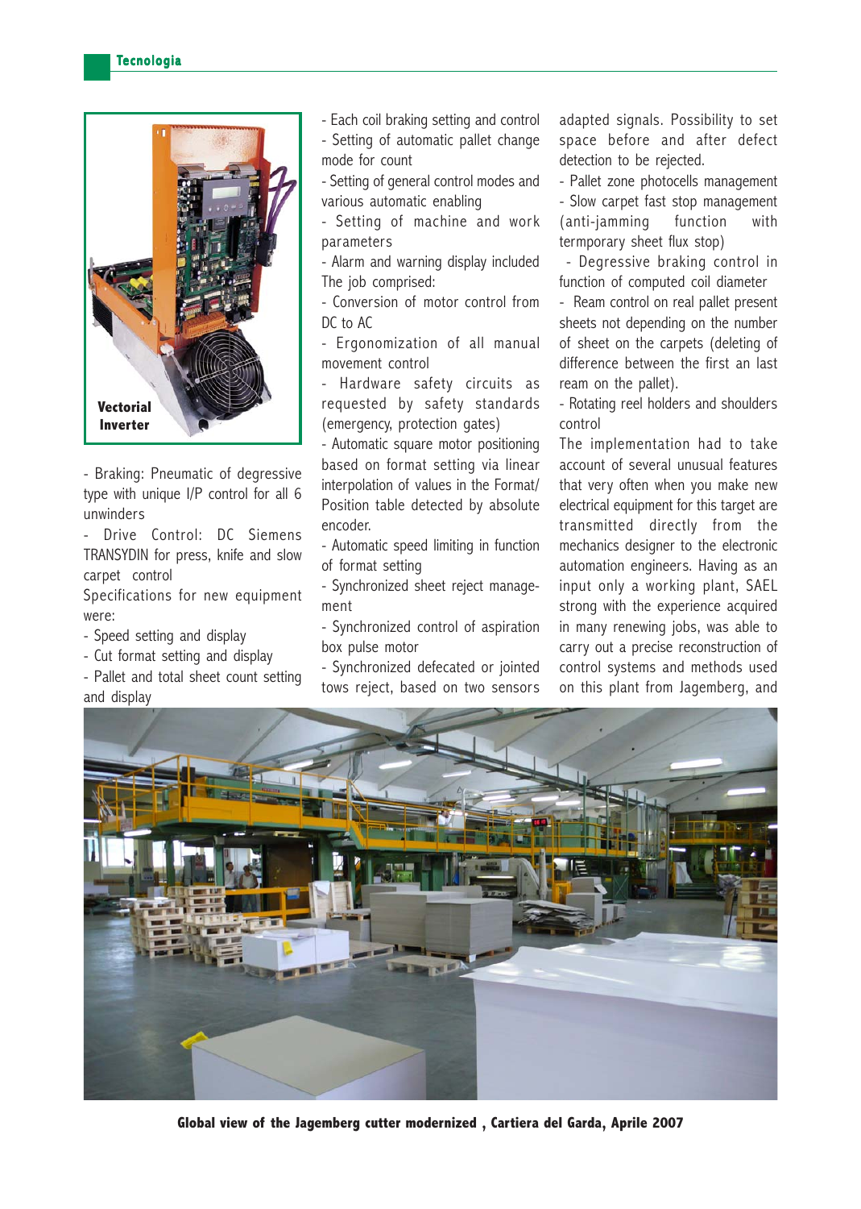Vectorial Inverter

- Braking: Pneumatic of degressive type with unique I/P control for all 6 unwinders
- Drive Control: DC Siemens TRANSYDIN for press, knife and slow carpet control

Specifications for new equipment were:

- Speed setting and display
- Cut format setting and display
- Pallet and total sheet count setting and display
- Each coil braking setting and control
- Setting of automatic pallet change mode for count
- Setting of general control modes and various automatic enabling
- Setting of machine and work parameters
- Alarm and warning display included

The job comprised:

- Conversion of motor control from DC to AC
- Ergonomization of all manual movement control
- Hardware safety circuits as requested by safety standards (emergency, protection gates)
- Automatic square motor positioning based on format setting via linear interpolation of values in the Format/ Position table detected by absolute encoder.
- Automatic speed limiting in function of format setting
- Synchronized sheet reject manage-ment
- Synchronized control of aspiration box pulse motor
- Synchronized defecated or jointed tows reject, based on two sensors adapted signals. Possibility to set space before and after defect detection to be rejected.
- Pallet zone photocells management
- Slow carpet fast stop management (anti-jamming function with termporary sheet flux stop)
- Degressive braking control in function of computed coil diameter
- Ream control on real pallet present sheets not depending on the number of sheet on the carpets (deleting of difference between the first an last ream on the pallet).
- Rotating reel holders and shoulders control

The implementation had to take account of several unusual features that very often when you make new electrical equipment for this target are transmitted directly from the mechanics designer to the electronic automation engineers. Having as an input only a working plant, SAEL strong with the experience acquired in many renewing jobs, was able to carry out a precise reconstruction of control systems and methods used on this plant from Jagemberg, and

**Global view of the Jagemberg cutter modernized , Cartiera del Garda, Aprile 2007**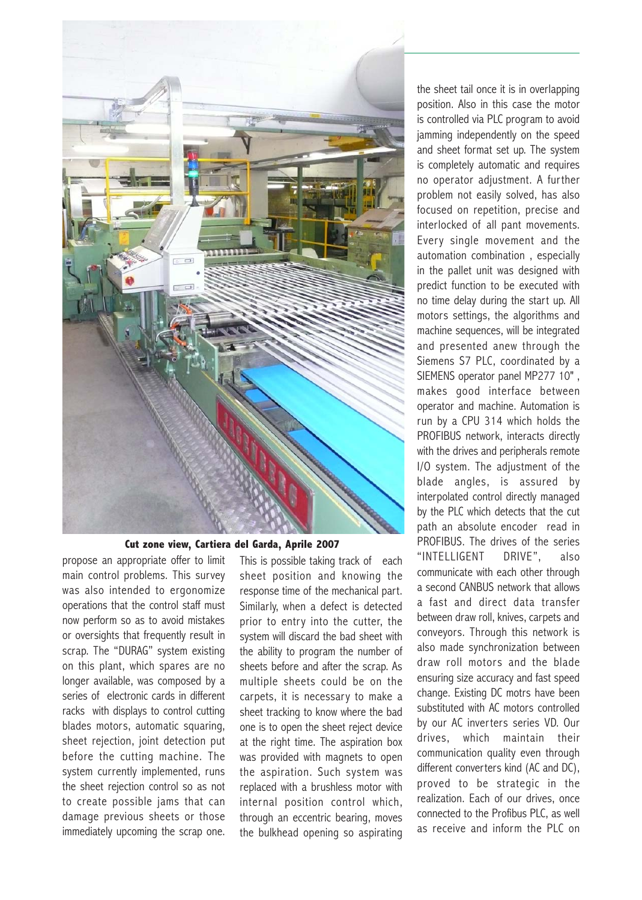**Cut zone view, Cartiera del Garda, Aprile 2007**

propose an appropriate offer to limit main control problems. This survey was also intended to ergonomize operations that the control staff must now perform so as to avoid mistakes or oversights that frequently result in scrap. The "DURAG" system existing on this plant, which spares are no longer available, was composed by a series of electronic cards in different racks with displays to control cutting blades motors, automatic squaring, sheet rejection, joint detection put before the cutting machine. The system currently implemented, runs the sheet rejection control so as not to create possible jams that can damage previous sheets or those immediately upcoming the scrap one. This is possible taking track of each sheet position and knowing the response time of the mechanical part. Similarly, when a defect is detected prior to entry into the cutter, the system will discard the bad sheet with the ability to program the number of sheets before and after the scrap. As multiple sheets could be on the carpets, it is necessary to make a sheet tracking to know where the bad one is to open the sheet reject device at the right time. The aspiration box was provided with magnets to open the aspiration. Such system was replaced with a brushless motor with internal position control which, through an eccentric bearing, moves the bulkhead opening so aspirating the sheet tail once it is in overlapping position. Also in this case the motor is controlled via PLC program to avoid jamming independently on the speed and sheet format set up. The system is completely automatic and requires no operator adjustment. A further problem not easily solved, has also focused on repetition, precise and interlocked of all pant movements. Every single movement and the automation combination , especially in the pallet unit was designed with predict function to be executed with no time delay during the start up. All motors settings, the algorithms and machine sequences, will be integrated and presented anew through the Siemens S7 PLC, coordinated by a SIEMENS operator panel MP277 10" , makes good interface between operator and machine. Automation is run by a CPU 314 which holds the PROFIBUS network, interacts directly with the drives and peripherals remote I/O system. The adjustment of the blade angles, is assured by interpolated control directly managed by the PLC which detects that the cut path an absolute encoder read in PROFIBUS. The drives of the series "INTELLIGENT DRIVE", also communicate with each other through a second CANBUS network that allows a fast and direct data transfer between draw roll, knives, carpets and conveyors. Through this network is also made synchronization between draw roll motors and the blade ensuring size accuracy and fast speed change. Existing DC motrs have been substituted with AC motors controlled by our AC inverters series VD. Our drives, which maintain their communication quality even through different converters kind (AC and DC), proved to be strategic in the realization. Each of our drives, once connected to the Profibus PLC, as well as receive and inform the PLC on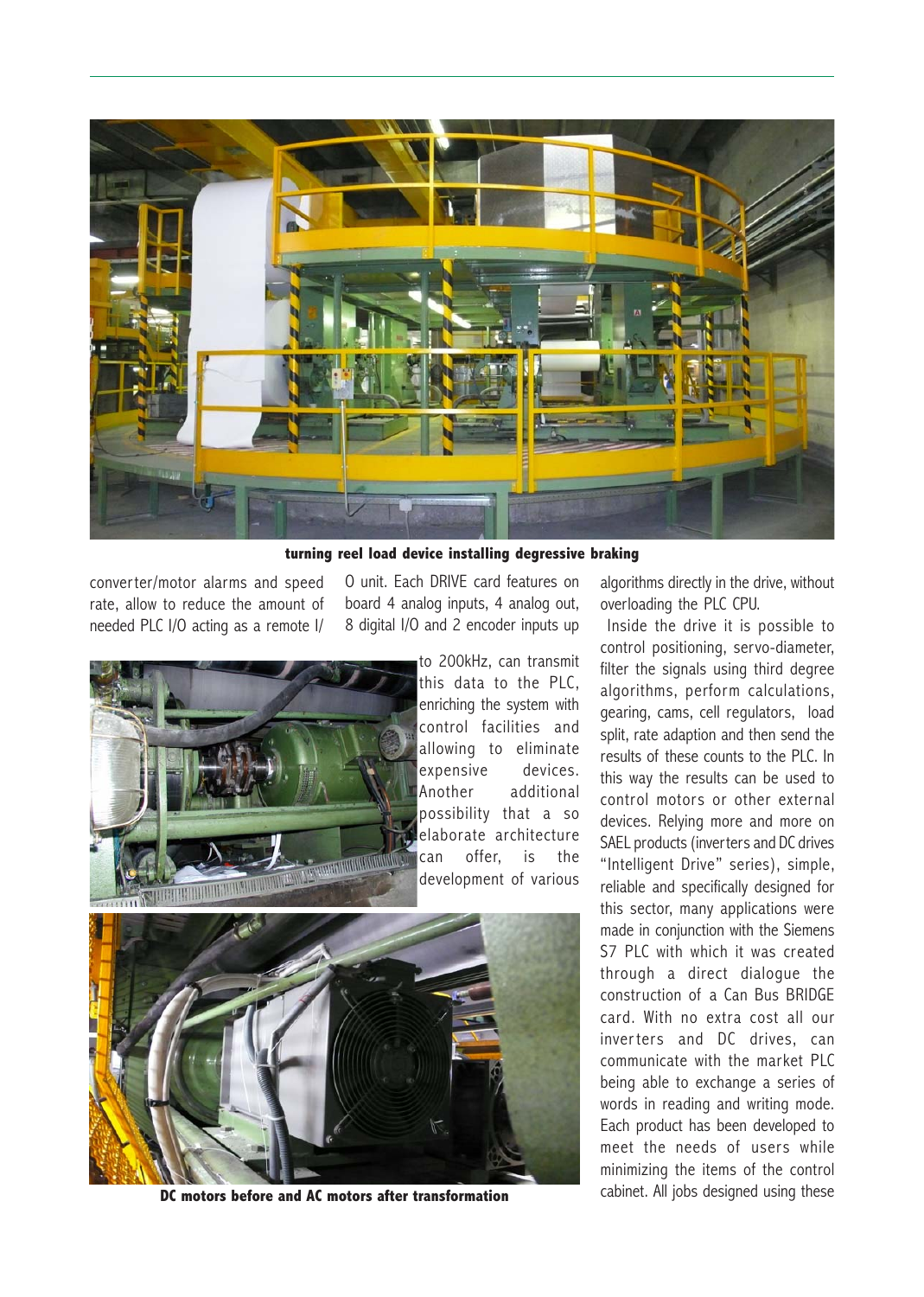turning reel load device installing degressive braking

converter/motor alarms and speed rate, allow to reduce the amount of needed PLC I/O acting as a remote I/O unit. Each DRIVE card features on board 4 analog inputs, 4 analog out, 8 digital I/O and 2 encoder inputs up to 200kHz, can transmit this data to the PLC, enriching the system with control facilities and allowing to eliminate expensive devices. Another additional possibility that a so elaborate architecture can offer, is the development of various algorithms directly in the drive, without overloading the PLC CPU.

Inside the drive it is possible to control positioning, servo-diameter, filter the signals using third degree algorithms, perform calculations, gearing, cams, cell regulators, load split, rate adaption and then send the results of these counts to the PLC. In this way the results can be used to control motors or other external devices. Relying more and more on SAEL products (inverters and DC drives "Intelligent Drive" series), simple, reliable and specifically designed for this sector, many applications were made in conjunction with the Siemens S7 PLC with which it was created through a direct dialogue the construction of a Can Bus BRIDGE card. With no extra cost all our inverters and DC drives, can communicate with the market PLC being able to exchange a series of words in reading and writing mode. Each product has been developed to meet the needs of users while minimizing the items of the control cabinet. All jobs designed using these

DC motors before and AC motors after transformation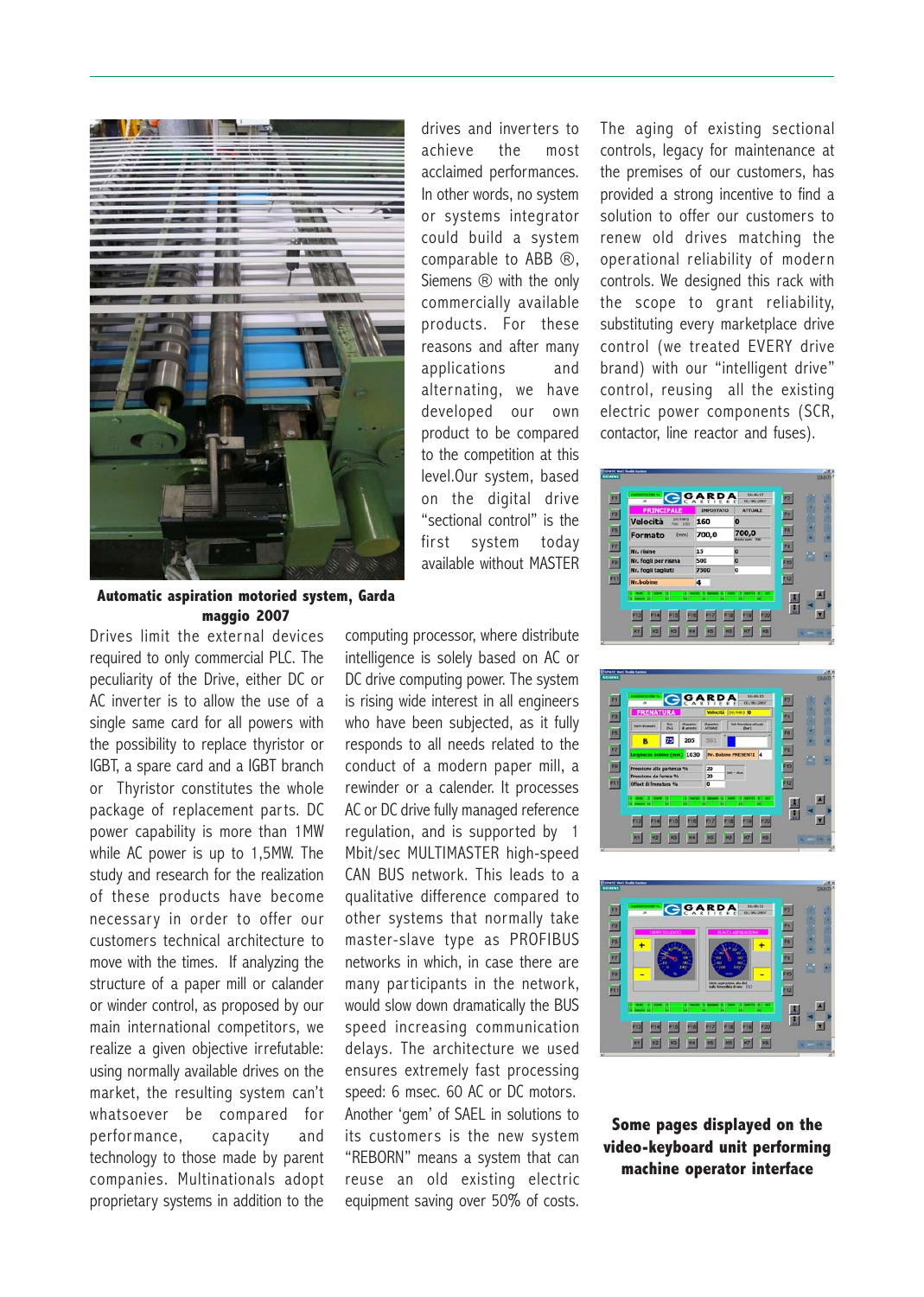**Automatic aspiration motoried system, Garda maggio 2007**

Drives limit the external devices required to only commercial PLC. The peculiarity of the Drive, either DC or AC inverter is to allow the use of a single same card for all powers with the possibility to replace thyristor or IGBT, a spare card and a IGBT branch or Thyristor constitutes the whole package of replacement parts. DC power capability is more than 1MW while AC power is up to 1,5MW. The study and research for the realization of these products have become necessary in order to offer our customers technical architecture to move with the times. If analyzing the structure of a paper mill or calander or winder control, as proposed by our main international competitors, we realize a given objective irrefutable: using normally available drives on the market, the resulting system can't whatsoever be compared for performance, capacity and technology to those made by parent companies. Multinationals adopt proprietary systems in addition to the drives and inverters to achieve the most acclaimed performances. In other words, no system or systems integrator could build a system comparable to ABB ®, Siemens ® with the only commercially available products. For these reasons and after many applications and alternating, we have developed our own product to be compared to the competition at this level.Our system, based on the digital drive "sectional control" is the first system today available without MASTER computing processor, where distribute intelligence is solely based on AC or DC drive computing power. The system is rising wide interest in all engineers who have been subjected, as it fully responds to all needs related to the conduct of a modern paper mill, a rewinder or a calender. It processes AC or DC drive fully managed reference regulation, and is supported by 1 Mbit/sec MULTIMASTER high-speed CAN BUS network. This leads to a qualitative difference compared to other systems that normally take master-slave type as PROFIBUS networks in which, in case there are many participants in the network, would slow down dramatically the BUS speed increasing communication delays. The architecture we used ensures extremely fast processing speed: 6 msec. 60 AC or DC motors. Another 'gem' of SAEL in solutions to its customers is the new system "REBORN" means a system that can reuse an old existing electric equipment saving over 50% of costs.

The aging of existing sectional controls, legacy for maintenance at the premises of our customers, has provided a strong incentive to find a solution to offer our customers to renew old drives matching the operational reliability of modern controls. We designed this rack with the scope to grant reliability, substituting every marketplace drive control (we treated EVERY drive brand) with our "intelligent drive" control, reusing all the existing electric power components (SCR, contactor, line reactor and fuses).

**Some pages displayed on the video-keyboard unit performing machine operator interface**